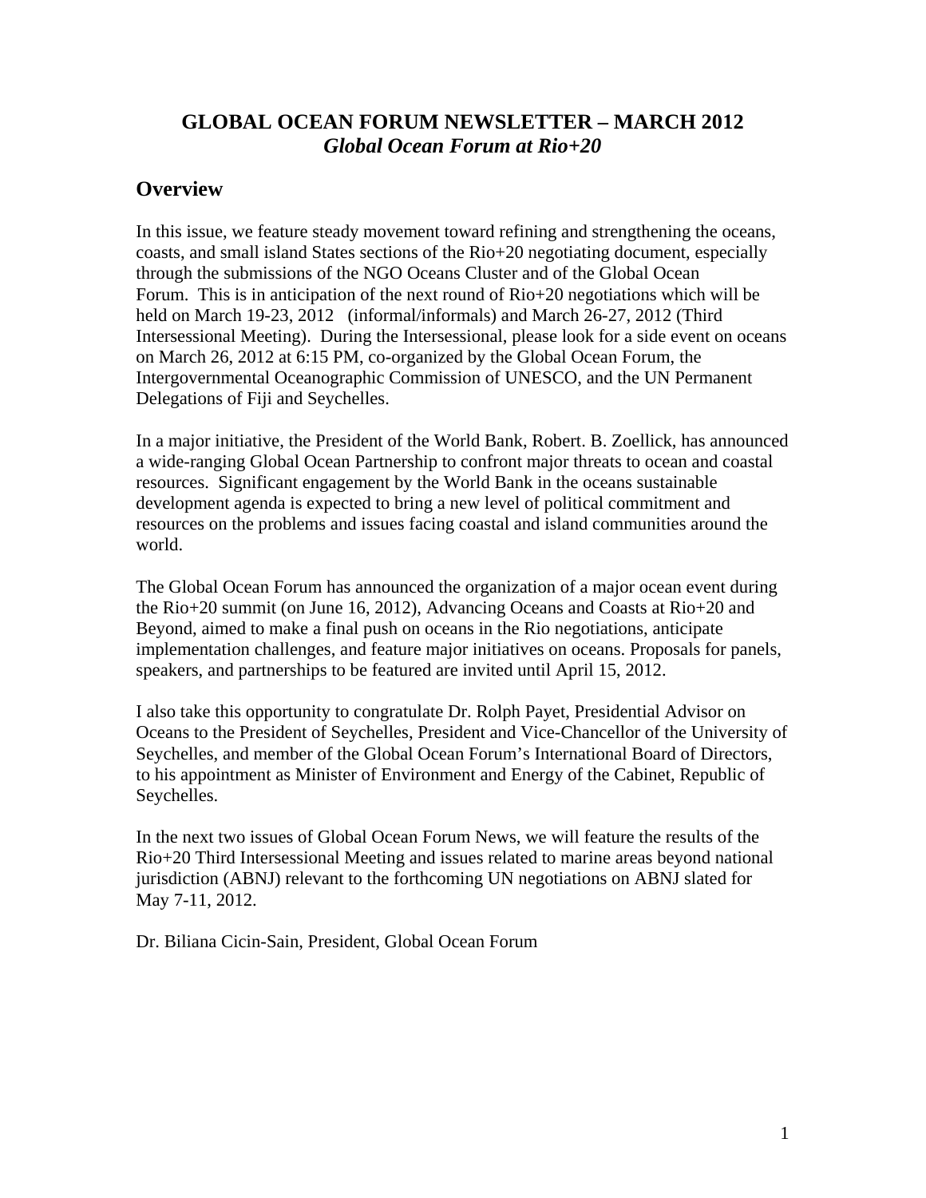# GLOBAL OCEAN FORUM NEWSLETTER – MARCH 2012
## *Global Ocean Forum at Rio+20*

## Overview

In this issue, we feature steady movement toward refining and strengthening the oceans, coasts, and small island States sections of the Rio+20 negotiating document, especially through the submissions of the NGO Oceans Cluster and of the Global Ocean Forum. This is in anticipation of the next round of Rio+20 negotiations which will be held on March 19-23, 2012 (informal/informals) and March 26-27, 2012 (Third Intersessional Meeting). During the Intersessional, please look for a side event on oceans on March 26, 2012 at 6:15 PM, co-organized by the Global Ocean Forum, the Intergovernmental Oceanographic Commission of UNESCO, and the UN Permanent Delegations of Fiji and Seychelles.

In a major initiative, the President of the World Bank, Robert. B. Zoellick, has announced a wide-ranging Global Ocean Partnership to confront major threats to ocean and coastal resources. Significant engagement by the World Bank in the oceans sustainable development agenda is expected to bring a new level of political commitment and resources on the problems and issues facing coastal and island communities around the world.

The Global Ocean Forum has announced the organization of a major ocean event during the Rio+20 summit (on June 16, 2012), Advancing Oceans and Coasts at Rio+20 and Beyond, aimed to make a final push on oceans in the Rio negotiations, anticipate implementation challenges, and feature major initiatives on oceans. Proposals for panels, speakers, and partnerships to be featured are invited until April 15, 2012.

I also take this opportunity to congratulate Dr. Rolph Payet, Presidential Advisor on Oceans to the President of Seychelles, President and Vice-Chancellor of the University of Seychelles, and member of the Global Ocean Forum's International Board of Directors, to his appointment as Minister of Environment and Energy of the Cabinet, Republic of Seychelles.

In the next two issues of Global Ocean Forum News, we will feature the results of the Rio+20 Third Intersessional Meeting and issues related to marine areas beyond national jurisdiction (ABNJ) relevant to the forthcoming UN negotiations on ABNJ slated for May 7-11, 2012.

Dr. Biliana Cicin-Sain, President, Global Ocean Forum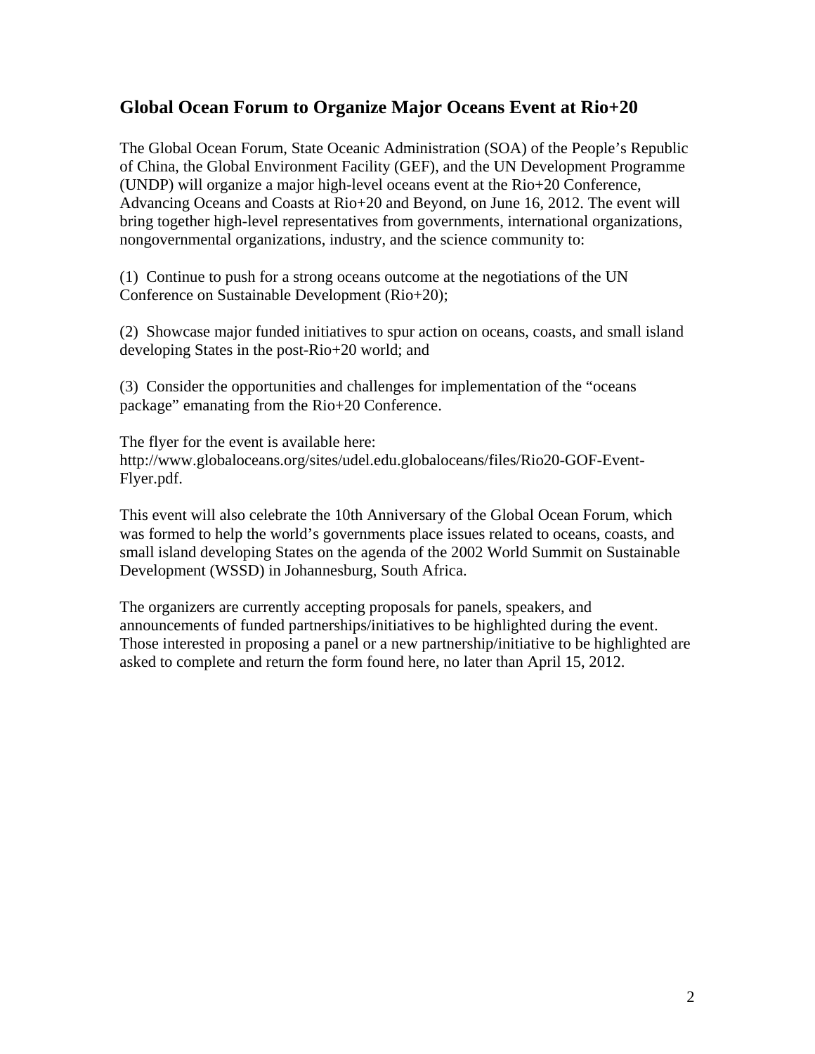## Global Ocean Forum to Organize Major Oceans Event at Rio+20

The Global Ocean Forum, State Oceanic Administration (SOA) of the People's Republic of China, the Global Environment Facility (GEF), and the UN Development Programme (UNDP) will organize a major high-level oceans event at the Rio+20 Conference, Advancing Oceans and Coasts at Rio+20 and Beyond, on June 16, 2012. The event will bring together high-level representatives from governments, international organizations, nongovernmental organizations, industry, and the science community to:

(1) Continue to push for a strong oceans outcome at the negotiations of the UN Conference on Sustainable Development (Rio+20);

(2) Showcase major funded initiatives to spur action on oceans, coasts, and small island developing States in the post-Rio+20 world; and

(3) Consider the opportunities and challenges for implementation of the "oceans package" emanating from the Rio+20 Conference.

The flyer for the event is available here: http://www.globaloceans.org/sites/udel.edu.globaloceans/files/Rio20-GOF-Event-Flyer.pdf.

This event will also celebrate the 10th Anniversary of the Global Ocean Forum, which was formed to help the world's governments place issues related to oceans, coasts, and small island developing States on the agenda of the 2002 World Summit on Sustainable Development (WSSD) in Johannesburg, South Africa.

The organizers are currently accepting proposals for panels, speakers, and announcements of funded partnerships/initiatives to be highlighted during the event. Those interested in proposing a panel or a new partnership/initiative to be highlighted are asked to complete and return the form found here, no later than April 15, 2012.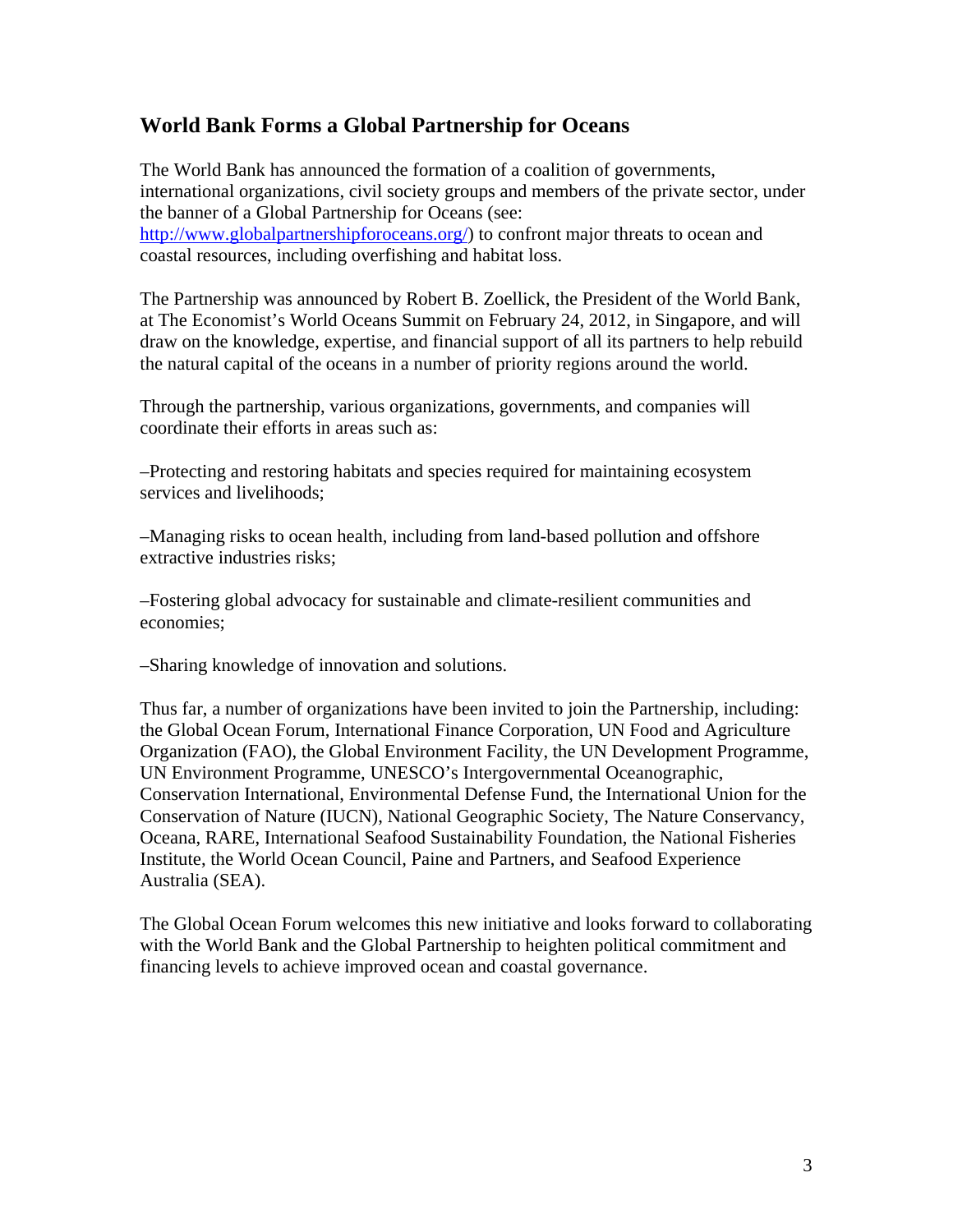## World Bank Forms a Global Partnership for Oceans

The World Bank has announced the formation of a coalition of governments, international organizations, civil society groups and members of the private sector, under the banner of a Global Partnership for Oceans (see: http://www.globalpartnershipforoceans.org/) to confront major threats to ocean and coastal resources, including overfishing and habitat loss.

The Partnership was announced by Robert B. Zoellick, the President of the World Bank, at The Economist's World Oceans Summit on February 24, 2012, in Singapore, and will draw on the knowledge, expertise, and financial support of all its partners to help rebuild the natural capital of the oceans in a number of priority regions around the world.

Through the partnership, various organizations, governments, and companies will coordinate their efforts in areas such as:

–Protecting and restoring habitats and species required for maintaining ecosystem services and livelihoods;

–Managing risks to ocean health, including from land-based pollution and offshore extractive industries risks;

–Fostering global advocacy for sustainable and climate-resilient communities and economies;

–Sharing knowledge of innovation and solutions.

Thus far, a number of organizations have been invited to join the Partnership, including: the Global Ocean Forum, International Finance Corporation, UN Food and Agriculture Organization (FAO), the Global Environment Facility, the UN Development Programme, UN Environment Programme, UNESCO's Intergovernmental Oceanographic, Conservation International, Environmental Defense Fund, the International Union for the Conservation of Nature (IUCN), National Geographic Society, The Nature Conservancy, Oceana, RARE, International Seafood Sustainability Foundation, the National Fisheries Institute, the World Ocean Council, Paine and Partners, and Seafood Experience Australia (SEA).

The Global Ocean Forum welcomes this new initiative and looks forward to collaborating with the World Bank and the Global Partnership to heighten political commitment and financing levels to achieve improved ocean and coastal governance.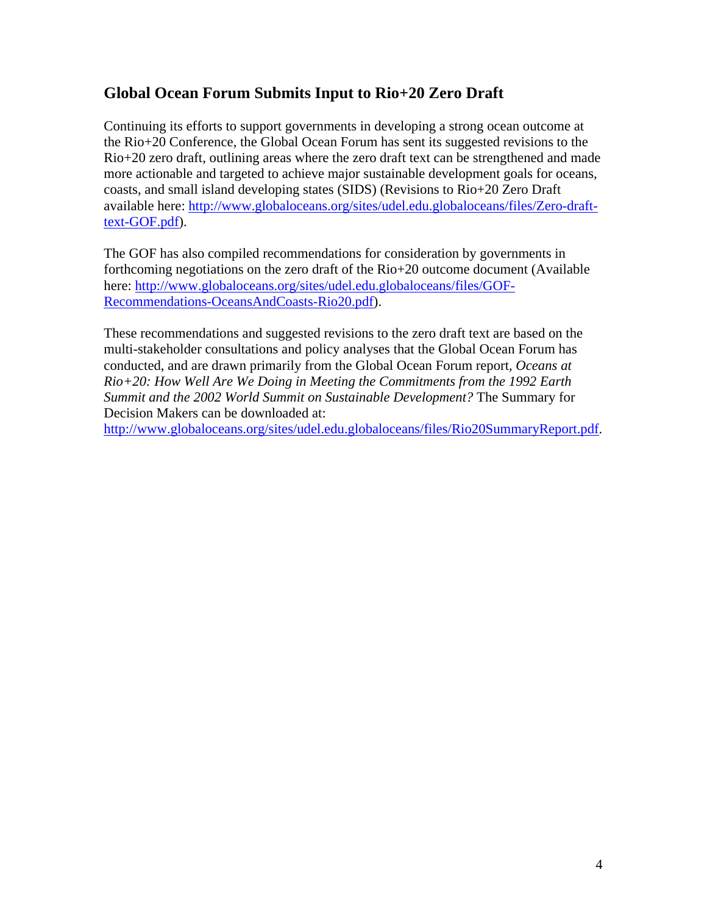## Global Ocean Forum Submits Input to Rio+20 Zero Draft

Continuing its efforts to support governments in developing a strong ocean outcome at the Rio+20 Conference, the Global Ocean Forum has sent its suggested revisions to the Rio+20 zero draft, outlining areas where the zero draft text can be strengthened and made more actionable and targeted to achieve major sustainable development goals for oceans, coasts, and small island developing states (SIDS) (Revisions to Rio+20 Zero Draft available here: [http://www.globaloceans.org/sites/udel.edu.globaloceans/files/Zero-draft-text-GOF.pdf](http://www.globaloceans.org/sites/udel.edu.globaloceans/files/Zero-draft-text-GOF.pdf)).

The GOF has also compiled recommendations for consideration by governments in forthcoming negotiations on the zero draft of the Rio+20 outcome document (Available here: [http://www.globaloceans.org/sites/udel.edu.globaloceans/files/GOF-Recommendations-OceansAndCoasts-Rio20.pdf](http://www.globaloceans.org/sites/udel.edu.globaloceans/files/GOF-Recommendations-OceansAndCoasts-Rio20.pdf)).

These recommendations and suggested revisions to the zero draft text are based on the multi-stakeholder consultations and policy analyses that the Global Ocean Forum has conducted, and are drawn primarily from the Global Ocean Forum report, *Oceans at Rio+20: How Well Are We Doing in Meeting the Commitments from the 1992 Earth Summit and the 2002 World Summit on Sustainable Development?* The Summary for Decision Makers can be downloaded at: [http://www.globaloceans.org/sites/udel.edu.globaloceans/files/Rio20SummaryReport.pdf](http://www.globaloceans.org/sites/udel.edu.globaloceans/files/Rio20SummaryReport.pdf).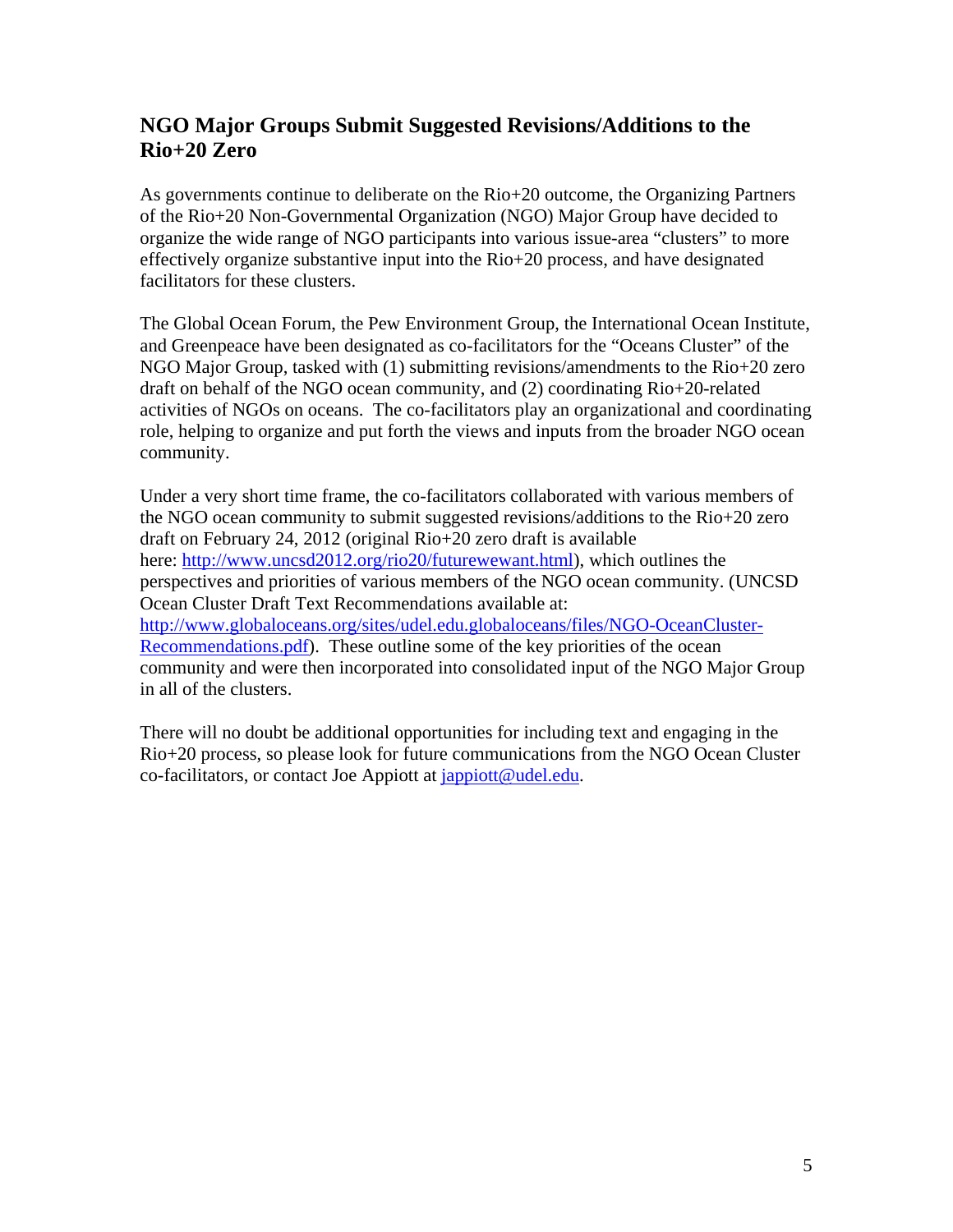## NGO Major Groups Submit Suggested Revisions/Additions to the Rio+20 Zero

As governments continue to deliberate on the Rio+20 outcome, the Organizing Partners of the Rio+20 Non-Governmental Organization (NGO) Major Group have decided to organize the wide range of NGO participants into various issue-area "clusters" to more effectively organize substantive input into the Rio+20 process, and have designated facilitators for these clusters.

The Global Ocean Forum, the Pew Environment Group, the International Ocean Institute, and Greenpeace have been designated as co-facilitators for the "Oceans Cluster" of the NGO Major Group, tasked with (1) submitting revisions/amendments to the Rio+20 zero draft on behalf of the NGO ocean community, and (2) coordinating Rio+20-related activities of NGOs on oceans. The co-facilitators play an organizational and coordinating role, helping to organize and put forth the views and inputs from the broader NGO ocean community.

Under a very short time frame, the co-facilitators collaborated with various members of the NGO ocean community to submit suggested revisions/additions to the Rio+20 zero draft on February 24, 2012 (original Rio+20 zero draft is available here: [http://www.uncsd2012.org/rio20/futurewewant.html](http://www.uncsd2012.org/rio20/futurewewant.html)), which outlines the perspectives and priorities of various members of the NGO ocean community. (UNCSD Ocean Cluster Draft Text Recommendations available at: [http://www.globaloceans.org/sites/udel.edu.globaloceans/files/NGO-OceanCluster-Recommendations.pdf](http://www.globaloceans.org/sites/udel.edu.globaloceans/files/NGO-OceanCluster-Recommendations.pdf)). These outline some of the key priorities of the ocean community and were then incorporated into consolidated input of the NGO Major Group in all of the clusters.

There will no doubt be additional opportunities for including text and engaging in the Rio+20 process, so please look for future communications from the NGO Ocean Cluster co-facilitators, or contact Joe Appiott at [jappiott@udel.edu](mailto:jappiott@udel.edu).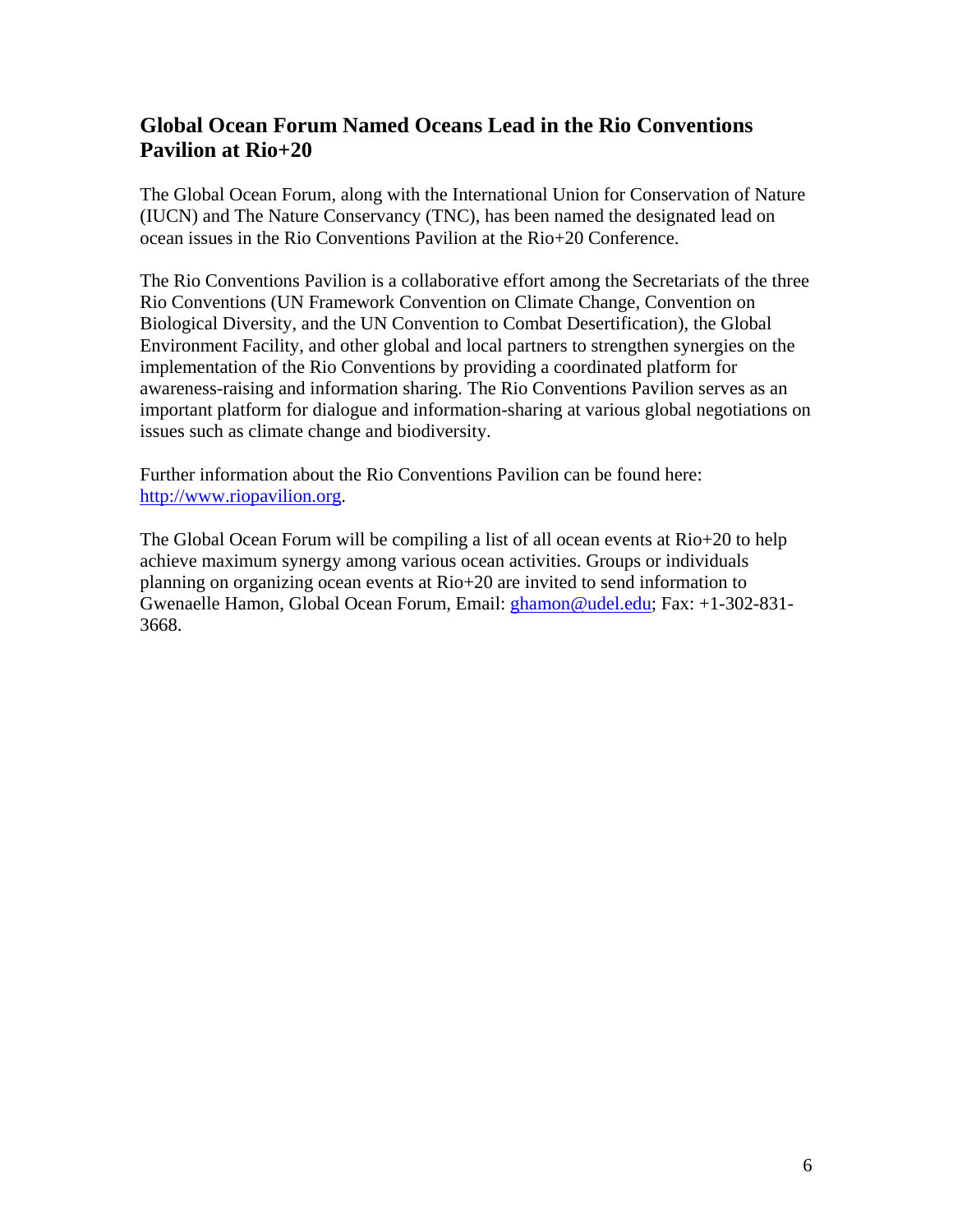## Global Ocean Forum Named Oceans Lead in the Rio Conventions Pavilion at Rio+20

The Global Ocean Forum, along with the International Union for Conservation of Nature (IUCN) and The Nature Conservancy (TNC), has been named the designated lead on ocean issues in the Rio Conventions Pavilion at the Rio+20 Conference.

The Rio Conventions Pavilion is a collaborative effort among the Secretariats of the three Rio Conventions (UN Framework Convention on Climate Change, Convention on Biological Diversity, and the UN Convention to Combat Desertification), the Global Environment Facility, and other global and local partners to strengthen synergies on the implementation of the Rio Conventions by providing a coordinated platform for awareness-raising and information sharing. The Rio Conventions Pavilion serves as an important platform for dialogue and information-sharing at various global negotiations on issues such as climate change and biodiversity.

Further information about the Rio Conventions Pavilion can be found here: [http://www.riopavilion.org](http://www.riopavilion.org).

The Global Ocean Forum will be compiling a list of all ocean events at Rio+20 to help achieve maximum synergy among various ocean activities. Groups or individuals planning on organizing ocean events at Rio+20 are invited to send information to Gwenaelle Hamon, Global Ocean Forum, Email: [ghamon@udel.edu](mailto:ghamon@udel.edu); Fax: +1-302-831-3668.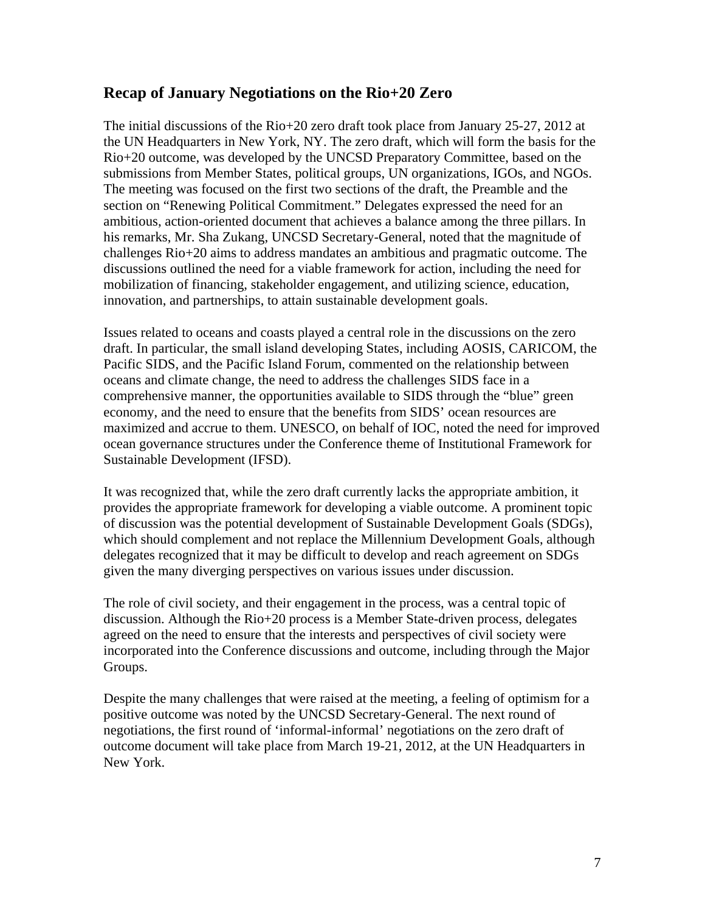## Recap of January Negotiations on the Rio+20 Zero

The initial discussions of the Rio+20 zero draft took place from January 25-27, 2012 at the UN Headquarters in New York, NY. The zero draft, which will form the basis for the Rio+20 outcome, was developed by the UNCSD Preparatory Committee, based on the submissions from Member States, political groups, UN organizations, IGOs, and NGOs. The meeting was focused on the first two sections of the draft, the Preamble and the section on "Renewing Political Commitment." Delegates expressed the need for an ambitious, action-oriented document that achieves a balance among the three pillars. In his remarks, Mr. Sha Zukang, UNCSD Secretary-General, noted that the magnitude of challenges Rio+20 aims to address mandates an ambitious and pragmatic outcome. The discussions outlined the need for a viable framework for action, including the need for mobilization of financing, stakeholder engagement, and utilizing science, education, innovation, and partnerships, to attain sustainable development goals.

Issues related to oceans and coasts played a central role in the discussions on the zero draft. In particular, the small island developing States, including AOSIS, CARICOM, the Pacific SIDS, and the Pacific Island Forum, commented on the relationship between oceans and climate change, the need to address the challenges SIDS face in a comprehensive manner, the opportunities available to SIDS through the "blue" green economy, and the need to ensure that the benefits from SIDS' ocean resources are maximized and accrue to them. UNESCO, on behalf of IOC, noted the need for improved ocean governance structures under the Conference theme of Institutional Framework for Sustainable Development (IFSD).

It was recognized that, while the zero draft currently lacks the appropriate ambition, it provides the appropriate framework for developing a viable outcome. A prominent topic of discussion was the potential development of Sustainable Development Goals (SDGs), which should complement and not replace the Millennium Development Goals, although delegates recognized that it may be difficult to develop and reach agreement on SDGs given the many diverging perspectives on various issues under discussion.

The role of civil society, and their engagement in the process, was a central topic of discussion. Although the Rio+20 process is a Member State-driven process, delegates agreed on the need to ensure that the interests and perspectives of civil society were incorporated into the Conference discussions and outcome, including through the Major Groups.

Despite the many challenges that were raised at the meeting, a feeling of optimism for a positive outcome was noted by the UNCSD Secretary-General. The next round of negotiations, the first round of 'informal-informal' negotiations on the zero draft of outcome document will take place from March 19-21, 2012, at the UN Headquarters in New York.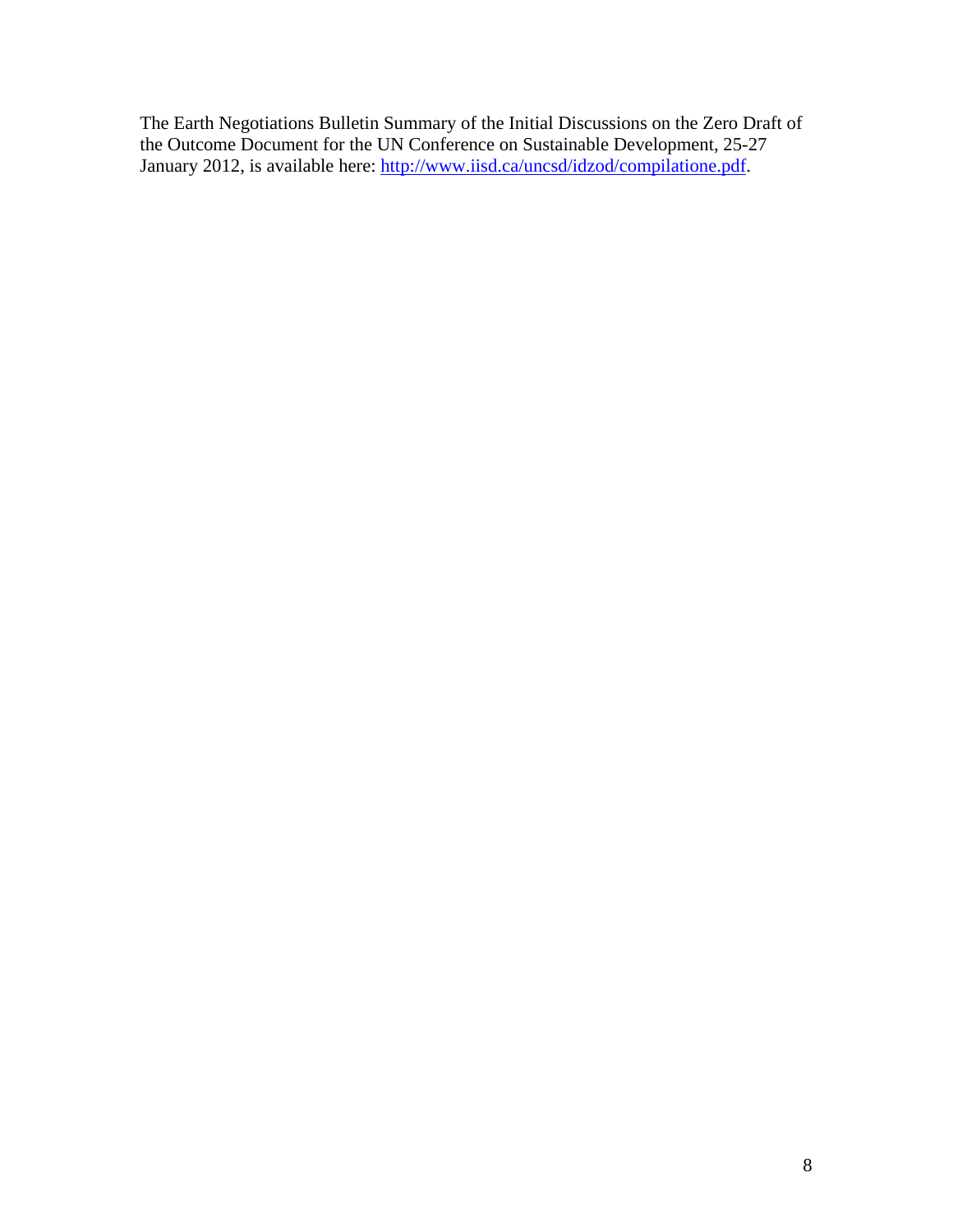The Earth Negotiations Bulletin Summary of the Initial Discussions on the Zero Draft of the Outcome Document for the UN Conference on Sustainable Development, 25-27 January 2012, is available here: [http://www.iisd.ca/uncsd/idzod/compilatione.pdf](http://www.iisd.ca/uncsd/idzod/compilatione.pdf).